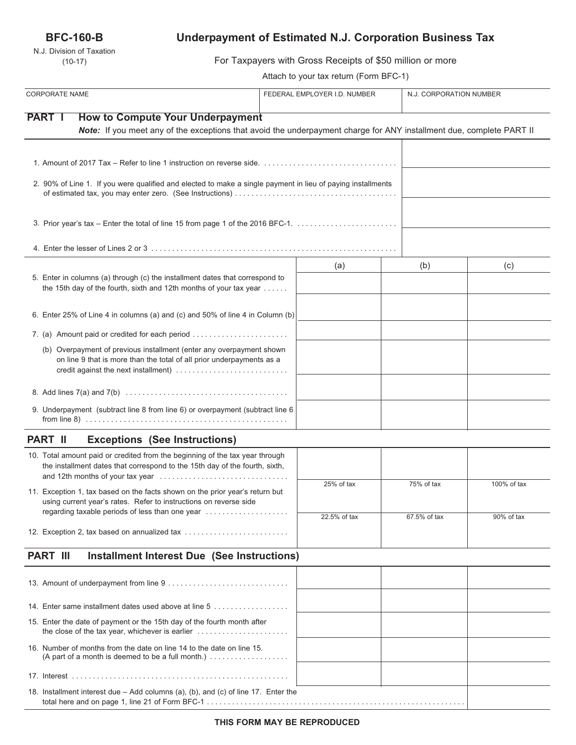**BFC-160-B**

N.J. Division of Taxation
(10-17)

# Underpayment of Estimated N.J. Corporation Business Tax

For Taxpayers with Gross Receipts of $50 million or more

Attach to your tax return (Form BFC-1)

| CORPORATE NAME | FEDERAL EMPLOYER I.D. NUMBER | N.J. CORPORATION NUMBER |
|---|---|---|
| | | |

## PART I How to Compute Your Underpayment

***Note:*** *If you meet any of the exceptions that avoid the underpayment charge for ANY installment due, complete PART II*

| | |
|---|---|
| 1. Amount of 2017 Tax – Refer to line 1 instruction on reverse side. | |
| 2. 90% of Line 1. If you were qualified and elected to make a single payment in lieu of paying installments of estimated tax, you may enter zero. (See Instructions) | |
| 3. Prior year's tax – Enter the total of line 15 from page 1 of the 2016 BFC-1. | |
| 4. Enter the lesser of Lines 2 or 3 | |

| | (a) | (b) | (c) |
|---|---|---|---|
| 5. Enter in columns (a) through (c) the installment dates that correspond to the 15th day of the fourth, sixth and 12th months of your tax year | | | |
| 6. Enter 25% of Line 4 in columns (a) and (c) and 50% of line 4 in Column (b) | | | |
| 7. (a) Amount paid or credited for each period | | | |
| (b) Overpayment of previous installment (enter any overpayment shown on line 9 that is more than the total of all prior underpayments as a credit against the next installment) | | | |
| 8. Add lines 7(a) and 7(b) | | | |
| 9. Underpayment (subtract line 8 from line 6) or overpayment (subtract line 6 from line 8) | | | |

## PART II Exceptions (See Instructions)

| | (a) | (b) | (c) |
|---|---|---|---|
| 10. Total amount paid or credited from the beginning of the tax year through the installment dates that correspond to the 15th day of the fourth, sixth, and 12th months of your tax year | | | |
| 11. Exception 1, tax based on the facts shown on the prior year's return but using current year's rates. Refer to instructions on reverse side regarding taxable periods of less than one year | 25% of tax | 75% of tax | 100% of tax |
| 12. Exception 2, tax based on annualized tax | 22.5% of tax | 67.5% of tax | 90% of tax |

## PART III Installment Interest Due (See Instructions)

| | (a) | (b) | (c) |
|---|---|---|---|
| 13. Amount of underpayment from line 9 | | | |
| 14. Enter same installment dates used above at line 5 | | | |
| 15. Enter the date of payment or the 15th day of the fourth month after the close of the tax year, whichever is earlier | | | |
| 16. Number of months from the date on line 14 to the date on line 15. (A part of a month is deemed to be a full month.) | | | |
| 17. Interest | | | |
| 18. Installment interest due – Add columns (a), (b), and (c) of line 17. Enter the total here and on page 1, line 21 of Form BFC-1 | | | |

**THIS FORM MAY BE REPRODUCED**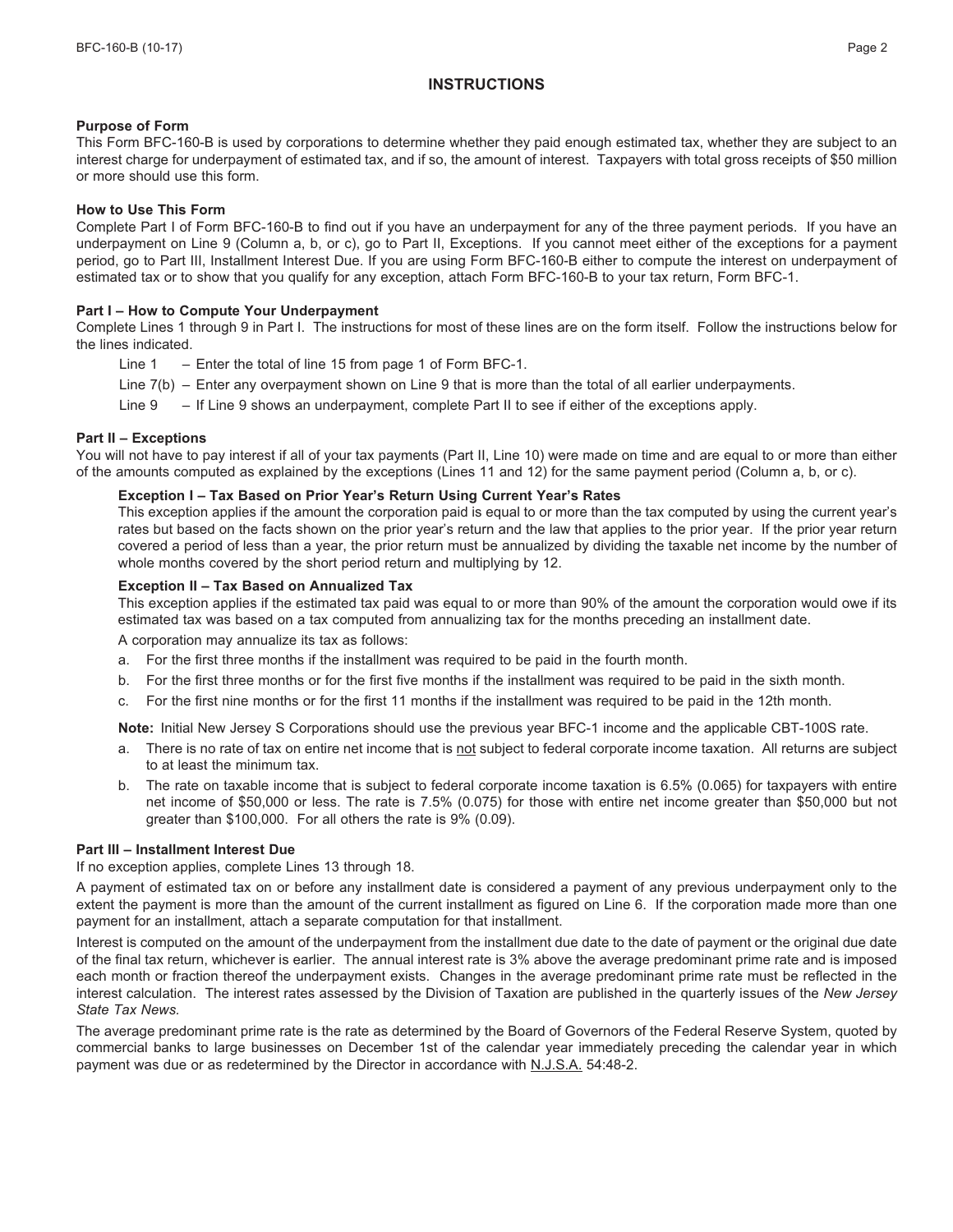## INSTRUCTIONS

### Purpose of Form

This Form BFC-160-B is used by corporations to determine whether they paid enough estimated tax, whether they are subject to an interest charge for underpayment of estimated tax, and if so, the amount of interest. Taxpayers with total gross receipts of $50 million or more should use this form.

### How to Use This Form

Complete Part I of Form BFC-160-B to find out if you have an underpayment for any of the three payment periods. If you have an underpayment on Line 9 (Column a, b, or c), go to Part II, Exceptions. If you cannot meet either of the exceptions for a payment period, go to Part III, Installment Interest Due. If you are using Form BFC-160-B either to compute the interest on underpayment of estimated tax or to show that you qualify for any exception, attach Form BFC-160-B to your tax return, Form BFC-1.

### Part I – How to Compute Your Underpayment

Complete Lines 1 through 9 in Part I. The instructions for most of these lines are on the form itself. Follow the instructions below for the lines indicated.

- Line 1 – Enter the total of line 15 from page 1 of Form BFC-1.
- Line 7(b) – Enter any overpayment shown on Line 9 that is more than the total of all earlier underpayments.
- Line 9 – If Line 9 shows an underpayment, complete Part II to see if either of the exceptions apply.

### Part II – Exceptions

You will not have to pay interest if all of your tax payments (Part II, Line 10) were made on time and are equal to or more than either of the amounts computed as explained by the exceptions (Lines 11 and 12) for the same payment period (Column a, b, or c).

#### Exception I – Tax Based on Prior Year's Return Using Current Year's Rates

This exception applies if the amount the corporation paid is equal to or more than the tax computed by using the current year's rates but based on the facts shown on the prior year's return and the law that applies to the prior year. If the prior year return covered a period of less than a year, the prior return must be annualized by dividing the taxable net income by the number of whole months covered by the short period return and multiplying by 12.

#### Exception II – Tax Based on Annualized Tax

This exception applies if the estimated tax paid was equal to or more than 90% of the amount the corporation would owe if its estimated tax was based on a tax computed from annualizing tax for the months preceding an installment date.

A corporation may annualize its tax as follows:

a. For the first three months if the installment was required to be paid in the fourth month.

b. For the first three months or for the first five months if the installment was required to be paid in the sixth month.

c. For the first nine months or for the first 11 months if the installment was required to be paid in the 12th month.

**Note:** Initial New Jersey S Corporations should use the previous year BFC-1 income and the applicable CBT-100S rate.

a. There is no rate of tax on entire net income that is not subject to federal corporate income taxation. All returns are subject to at least the minimum tax.

b. The rate on taxable income that is subject to federal corporate income taxation is 6.5% (0.065) for taxpayers with entire net income of $50,000 or less. The rate is 7.5% (0.075) for those with entire net income greater than $50,000 but not greater than $100,000. For all others the rate is 9% (0.09).

### Part III – Installment Interest Due

If no exception applies, complete Lines 13 through 18.

A payment of estimated tax on or before any installment date is considered a payment of any previous underpayment only to the extent the payment is more than the amount of the current installment as figured on Line 6. If the corporation made more than one payment for an installment, attach a separate computation for that installment.

Interest is computed on the amount of the underpayment from the installment due date to the date of payment or the original due date of the final tax return, whichever is earlier. The annual interest rate is 3% above the average predominant prime rate and is imposed each month or fraction thereof the underpayment exists. Changes in the average predominant prime rate must be reflected in the interest calculation. The interest rates assessed by the Division of Taxation are published in the quarterly issues of the *New Jersey State Tax News.*

The average predominant prime rate is the rate as determined by the Board of Governors of the Federal Reserve System, quoted by commercial banks to large businesses on December 1st of the calendar year immediately preceding the calendar year in which payment was due or as redetermined by the Director in accordance with N.J.S.A. 54:48-2.